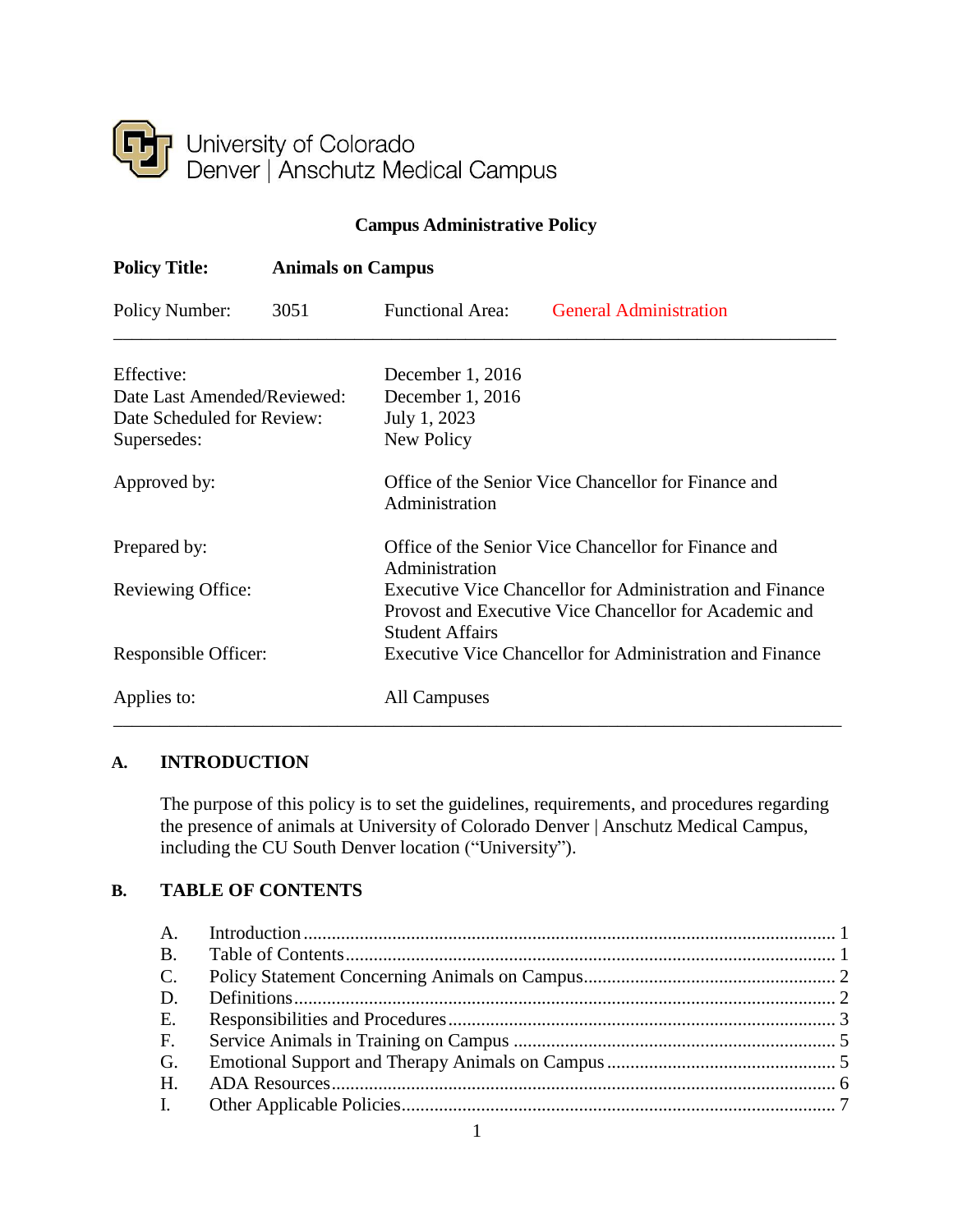University of Colorado
Denver | Anschutz Medical Campus

**Campus Administrative Policy**

**Policy Title:** **Animals on Campus**

Policy Number: 3051 Functional Area: General Administration

---

| | |
|---|---|
| Effective: | December 1, 2016 |
| Date Last Amended/Reviewed: | December 1, 2016 |
| Date Scheduled for Review: | July 1, 2023 |
| Supersedes: | New Policy |
| Approved by: | Office of the Senior Vice Chancellor for Finance and Administration |
| Prepared by: | Office of the Senior Vice Chancellor for Finance and Administration |
| Reviewing Office: | Executive Vice Chancellor for Administration and Finance<br>Provost and Executive Vice Chancellor for Academic and Student Affairs |
| Responsible Officer: | Executive Vice Chancellor for Administration and Finance |
| Applies to: | All Campuses |

---

## A. INTRODUCTION

The purpose of this policy is to set the guidelines, requirements, and procedures regarding the presence of animals at University of Colorado Denver | Anschutz Medical Campus, including the CU South Denver location ("University").

## B. TABLE OF CONTENTS

A. Introduction ........ 1
B. Table of Contents ........ 1
C. Policy Statement Concerning Animals on Campus ........ 2
D. Definitions ........ 2
E. Responsibilities and Procedures ........ 3
F. Service Animals in Training on Campus ........ 5
G. Emotional Support and Therapy Animals on Campus ........ 5
H. ADA Resources ........ 6
I. Other Applicable Policies ........ 7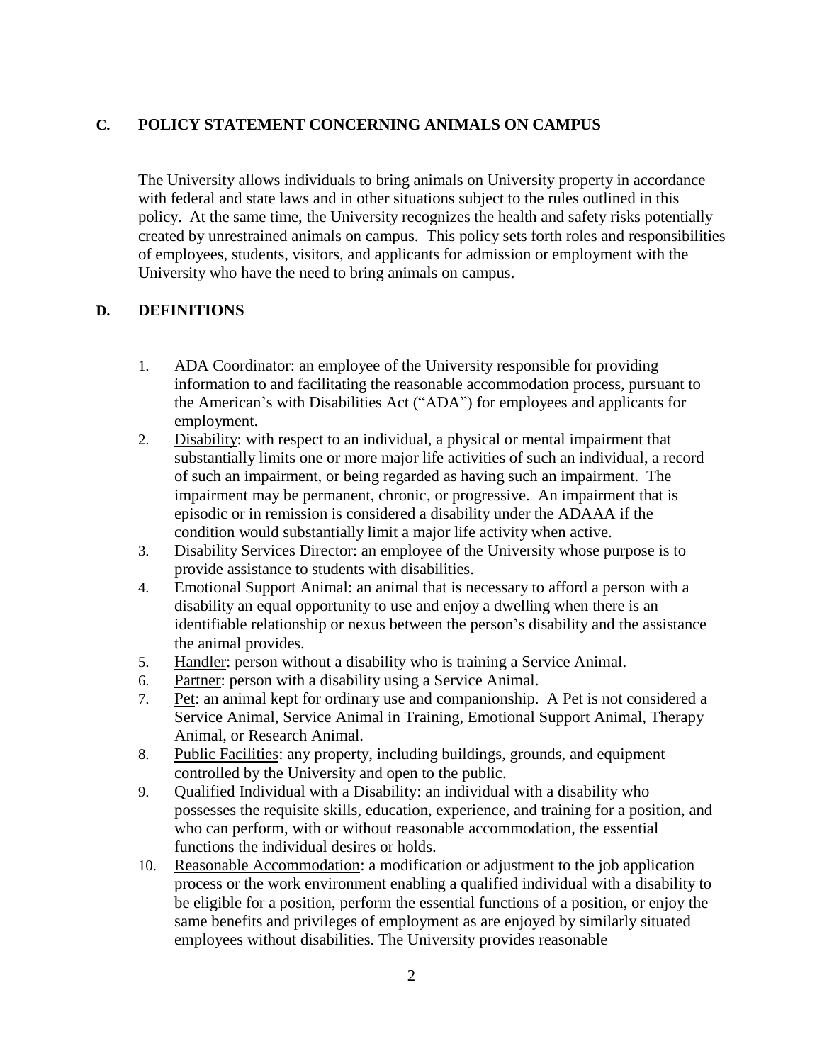## C. POLICY STATEMENT CONCERNING ANIMALS ON CAMPUS

The University allows individuals to bring animals on University property in accordance with federal and state laws and in other situations subject to the rules outlined in this policy. At the same time, the University recognizes the health and safety risks potentially created by unrestrained animals on campus. This policy sets forth roles and responsibilities of employees, students, visitors, and applicants for admission or employment with the University who have the need to bring animals on campus.

## D. DEFINITIONS

1. <u>ADA Coordinator</u>: an employee of the University responsible for providing information to and facilitating the reasonable accommodation process, pursuant to the American's with Disabilities Act ("ADA") for employees and applicants for employment.
2. <u>Disability</u>: with respect to an individual, a physical or mental impairment that substantially limits one or more major life activities of such an individual, a record of such an impairment, or being regarded as having such an impairment. The impairment may be permanent, chronic, or progressive. An impairment that is episodic or in remission is considered a disability under the ADAAA if the condition would substantially limit a major life activity when active.
3. <u>Disability Services Director</u>: an employee of the University whose purpose is to provide assistance to students with disabilities.
4. <u>Emotional Support Animal</u>: an animal that is necessary to afford a person with a disability an equal opportunity to use and enjoy a dwelling when there is an identifiable relationship or nexus between the person's disability and the assistance the animal provides.
5. <u>Handler</u>: person without a disability who is training a Service Animal.
6. <u>Partner</u>: person with a disability using a Service Animal.
7. <u>Pet</u>: an animal kept for ordinary use and companionship. A Pet is not considered a Service Animal, Service Animal in Training, Emotional Support Animal, Therapy Animal, or Research Animal.
8. <u>Public Facilities</u>: any property, including buildings, grounds, and equipment controlled by the University and open to the public.
9. <u>Qualified Individual with a Disability</u>: an individual with a disability who possesses the requisite skills, education, experience, and training for a position, and who can perform, with or without reasonable accommodation, the essential functions the individual desires or holds.
10. <u>Reasonable Accommodation</u>: a modification or adjustment to the job application process or the work environment enabling a qualified individual with a disability to be eligible for a position, perform the essential functions of a position, or enjoy the same benefits and privileges of employment as are enjoyed by similarly situated employees without disabilities. The University provides reasonable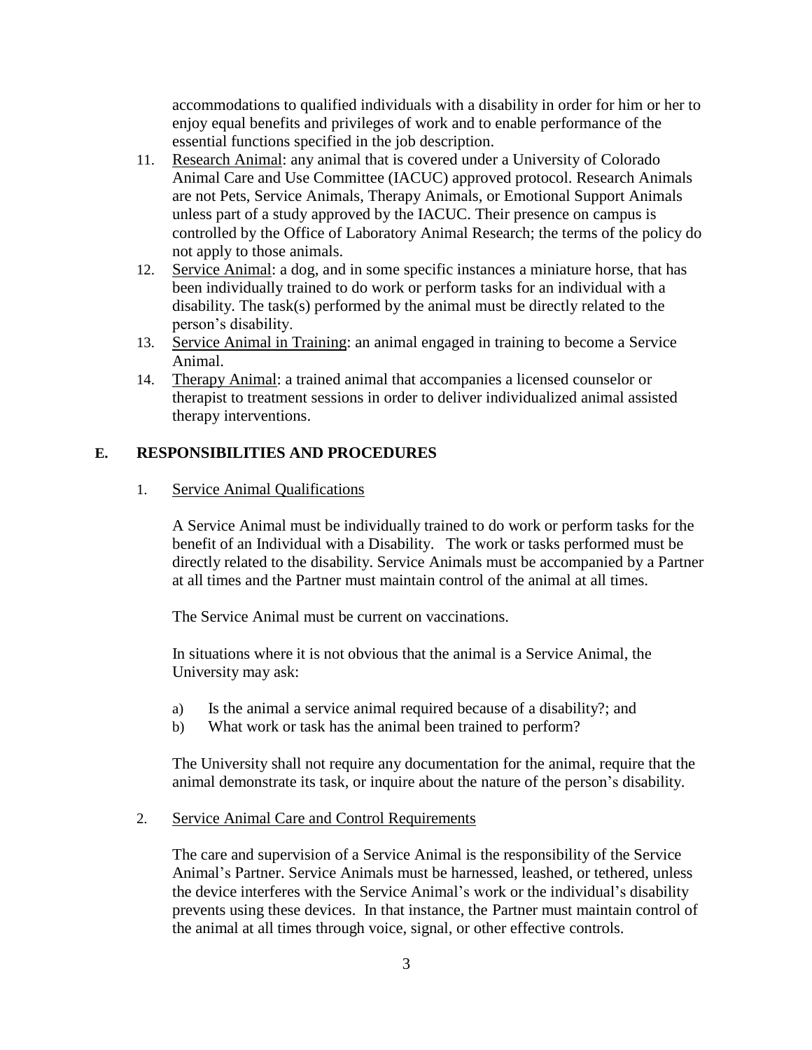accommodations to qualified individuals with a disability in order for him or her to enjoy equal benefits and privileges of work and to enable performance of the essential functions specified in the job description.

11. Research Animal: any animal that is covered under a University of Colorado Animal Care and Use Committee (IACUC) approved protocol. Research Animals are not Pets, Service Animals, Therapy Animals, or Emotional Support Animals unless part of a study approved by the IACUC. Their presence on campus is controlled by the Office of Laboratory Animal Research; the terms of the policy do not apply to those animals.
12. Service Animal: a dog, and in some specific instances a miniature horse, that has been individually trained to do work or perform tasks for an individual with a disability. The task(s) performed by the animal must be directly related to the person's disability.
13. Service Animal in Training: an animal engaged in training to become a Service Animal.
14. Therapy Animal: a trained animal that accompanies a licensed counselor or therapist to treatment sessions in order to deliver individualized animal assisted therapy interventions.

## E. RESPONSIBILITIES AND PROCEDURES

### 1. Service Animal Qualifications

A Service Animal must be individually trained to do work or perform tasks for the benefit of an Individual with a Disability. The work or tasks performed must be directly related to the disability. Service Animals must be accompanied by a Partner at all times and the Partner must maintain control of the animal at all times.

The Service Animal must be current on vaccinations.

In situations where it is not obvious that the animal is a Service Animal, the University may ask:

a) Is the animal a service animal required because of a disability?; and
b) What work or task has the animal been trained to perform?

The University shall not require any documentation for the animal, require that the animal demonstrate its task, or inquire about the nature of the person's disability.

### 2. Service Animal Care and Control Requirements

The care and supervision of a Service Animal is the responsibility of the Service Animal's Partner. Service Animals must be harnessed, leashed, or tethered, unless the device interferes with the Service Animal's work or the individual's disability prevents using these devices. In that instance, the Partner must maintain control of the animal at all times through voice, signal, or other effective controls.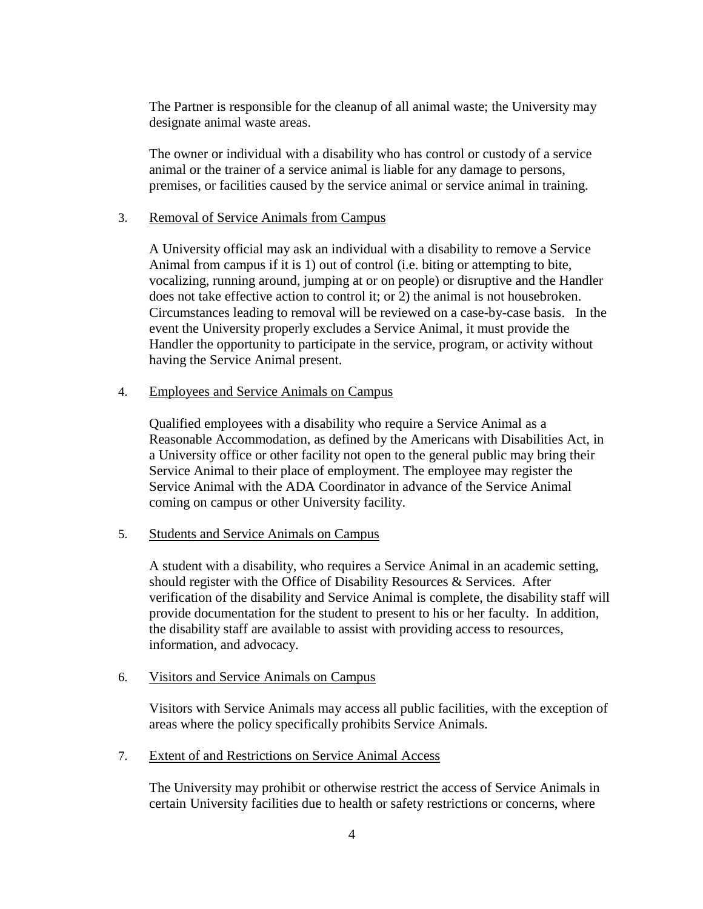The Partner is responsible for the cleanup of all animal waste; the University may designate animal waste areas.

The owner or individual with a disability who has control or custody of a service animal or the trainer of a service animal is liable for any damage to persons, premises, or facilities caused by the service animal or service animal in training.

3. Removal of Service Animals from Campus

A University official may ask an individual with a disability to remove a Service Animal from campus if it is 1) out of control (i.e. biting or attempting to bite, vocalizing, running around, jumping at or on people) or disruptive and the Handler does not take effective action to control it; or 2) the animal is not housebroken. Circumstances leading to removal will be reviewed on a case-by-case basis. In the event the University properly excludes a Service Animal, it must provide the Handler the opportunity to participate in the service, program, or activity without having the Service Animal present.

4. Employees and Service Animals on Campus

Qualified employees with a disability who require a Service Animal as a Reasonable Accommodation, as defined by the Americans with Disabilities Act, in a University office or other facility not open to the general public may bring their Service Animal to their place of employment. The employee may register the Service Animal with the ADA Coordinator in advance of the Service Animal coming on campus or other University facility.

5. Students and Service Animals on Campus

A student with a disability, who requires a Service Animal in an academic setting, should register with the Office of Disability Resources & Services. After verification of the disability and Service Animal is complete, the disability staff will provide documentation for the student to present to his or her faculty. In addition, the disability staff are available to assist with providing access to resources, information, and advocacy.

6. Visitors and Service Animals on Campus

Visitors with Service Animals may access all public facilities, with the exception of areas where the policy specifically prohibits Service Animals.

7. Extent of and Restrictions on Service Animal Access

The University may prohibit or otherwise restrict the access of Service Animals in certain University facilities due to health or safety restrictions or concerns, where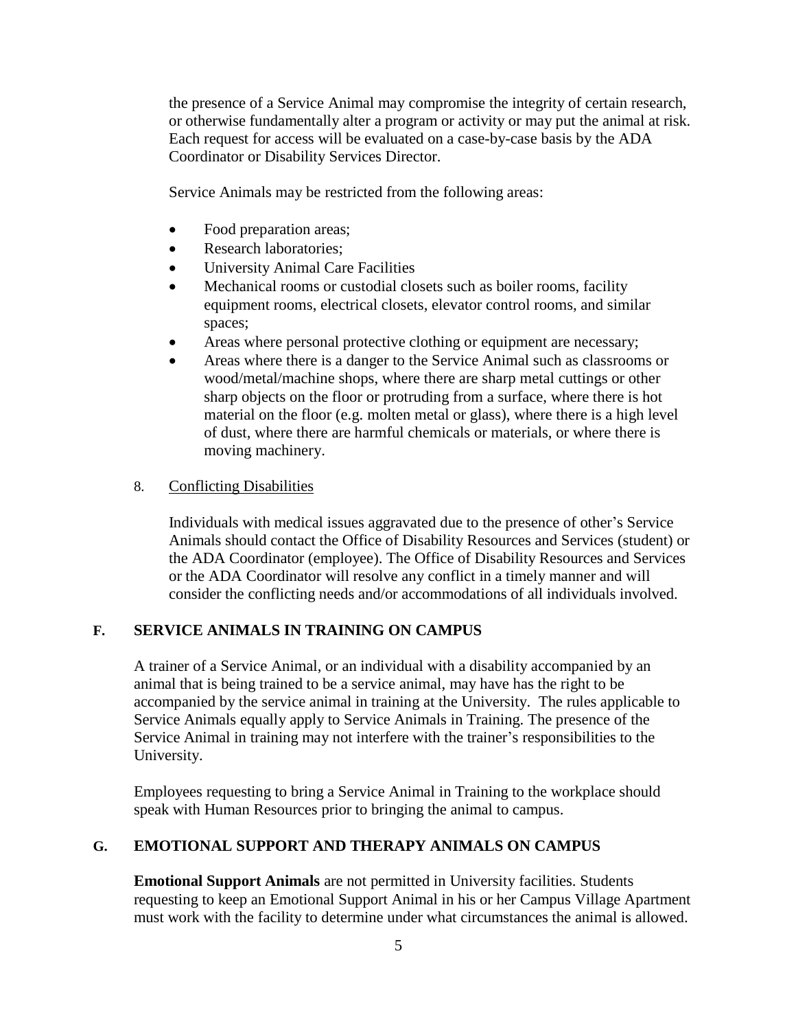the presence of a Service Animal may compromise the integrity of certain research, or otherwise fundamentally alter a program or activity or may put the animal at risk. Each request for access will be evaluated on a case-by-case basis by the ADA Coordinator or Disability Services Director.

Service Animals may be restricted from the following areas:

- Food preparation areas;
- Research laboratories;
- University Animal Care Facilities
- Mechanical rooms or custodial closets such as boiler rooms, facility equipment rooms, electrical closets, elevator control rooms, and similar spaces;
- Areas where personal protective clothing or equipment are necessary;
- Areas where there is a danger to the Service Animal such as classrooms or wood/metal/machine shops, where there are sharp metal cuttings or other sharp objects on the floor or protruding from a surface, where there is hot material on the floor (e.g. molten metal or glass), where there is a high level of dust, where there are harmful chemicals or materials, or where there is moving machinery.

8. <u>Conflicting Disabilities</u>

Individuals with medical issues aggravated due to the presence of other's Service Animals should contact the Office of Disability Resources and Services (student) or the ADA Coordinator (employee). The Office of Disability Resources and Services or the ADA Coordinator will resolve any conflict in a timely manner and will consider the conflicting needs and/or accommodations of all individuals involved.

## F. SERVICE ANIMALS IN TRAINING ON CAMPUS

A trainer of a Service Animal, or an individual with a disability accompanied by an animal that is being trained to be a service animal, may have has the right to be accompanied by the service animal in training at the University. The rules applicable to Service Animals equally apply to Service Animals in Training. The presence of the Service Animal in training may not interfere with the trainer's responsibilities to the University.

Employees requesting to bring a Service Animal in Training to the workplace should speak with Human Resources prior to bringing the animal to campus.

## G. EMOTIONAL SUPPORT AND THERAPY ANIMALS ON CAMPUS

**Emotional Support Animals** are not permitted in University facilities. Students requesting to keep an Emotional Support Animal in his or her Campus Village Apartment must work with the facility to determine under what circumstances the animal is allowed.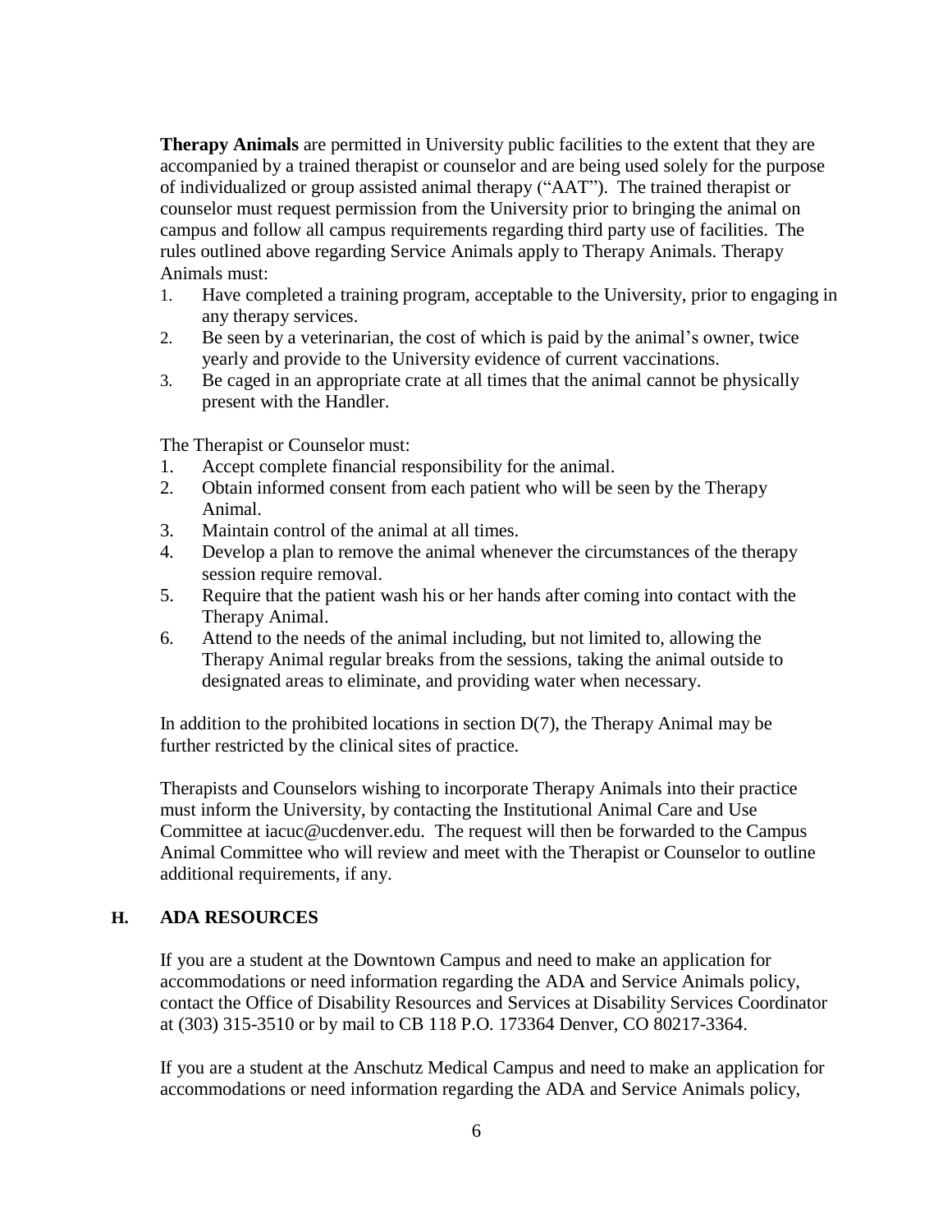**Therapy Animals** are permitted in University public facilities to the extent that they are accompanied by a trained therapist or counselor and are being used solely for the purpose of individualized or group assisted animal therapy ("AAT"). The trained therapist or counselor must request permission from the University prior to bringing the animal on campus and follow all campus requirements regarding third party use of facilities. The rules outlined above regarding Service Animals apply to Therapy Animals. Therapy Animals must:

1. Have completed a training program, acceptable to the University, prior to engaging in any therapy services.
2. Be seen by a veterinarian, the cost of which is paid by the animal's owner, twice yearly and provide to the University evidence of current vaccinations.
3. Be caged in an appropriate crate at all times that the animal cannot be physically present with the Handler.

The Therapist or Counselor must:

1. Accept complete financial responsibility for the animal.
2. Obtain informed consent from each patient who will be seen by the Therapy Animal.
3. Maintain control of the animal at all times.
4. Develop a plan to remove the animal whenever the circumstances of the therapy session require removal.
5. Require that the patient wash his or her hands after coming into contact with the Therapy Animal.
6. Attend to the needs of the animal including, but not limited to, allowing the Therapy Animal regular breaks from the sessions, taking the animal outside to designated areas to eliminate, and providing water when necessary.

In addition to the prohibited locations in section D(7), the Therapy Animal may be further restricted by the clinical sites of practice.

Therapists and Counselors wishing to incorporate Therapy Animals into their practice must inform the University, by contacting the Institutional Animal Care and Use Committee at iacuc@ucdenver.edu. The request will then be forwarded to the Campus Animal Committee who will review and meet with the Therapist or Counselor to outline additional requirements, if any.

## H. ADA RESOURCES

If you are a student at the Downtown Campus and need to make an application for accommodations or need information regarding the ADA and Service Animals policy, contact the Office of Disability Resources and Services at Disability Services Coordinator at (303) 315-3510 or by mail to CB 118 P.O. 173364 Denver, CO 80217-3364.

If you are a student at the Anschutz Medical Campus and need to make an application for accommodations or need information regarding the ADA and Service Animals policy,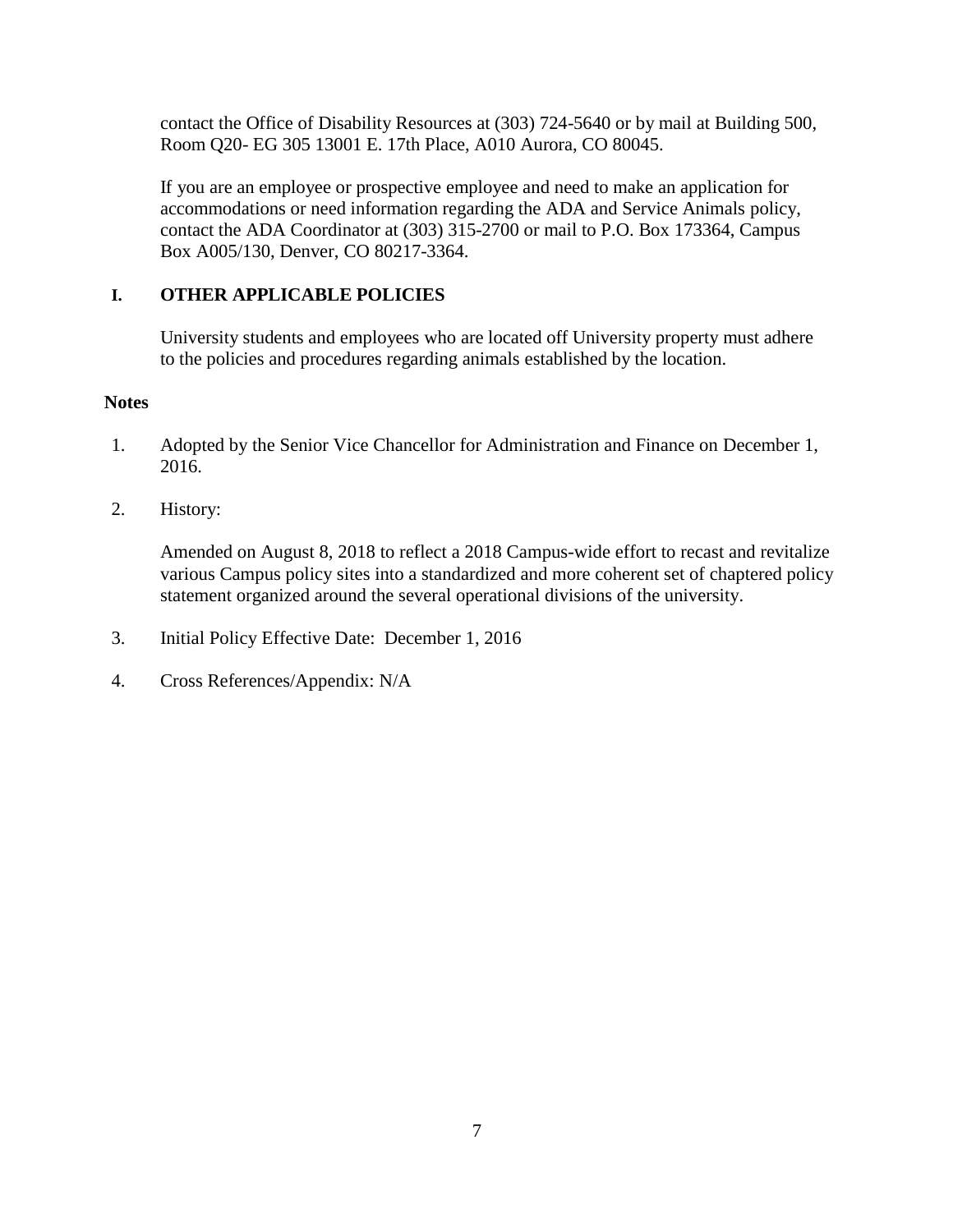contact the Office of Disability Resources at (303) 724-5640 or by mail at Building 500, Room Q20- EG 305 13001 E. 17th Place, A010 Aurora, CO 80045.

If you are an employee or prospective employee and need to make an application for accommodations or need information regarding the ADA and Service Animals policy, contact the ADA Coordinator at (303) 315-2700 or mail to P.O. Box 173364, Campus Box A005/130, Denver, CO 80217-3364.

## I. OTHER APPLICABLE POLICIES

University students and employees who are located off University property must adhere to the policies and procedures regarding animals established by the location.

## Notes

1. Adopted by the Senior Vice Chancellor for Administration and Finance on December 1, 2016.
2. History:

   Amended on August 8, 2018 to reflect a 2018 Campus-wide effort to recast and revitalize various Campus policy sites into a standardized and more coherent set of chaptered policy statement organized around the several operational divisions of the university.

3. Initial Policy Effective Date: December 1, 2016
4. Cross References/Appendix: N/A